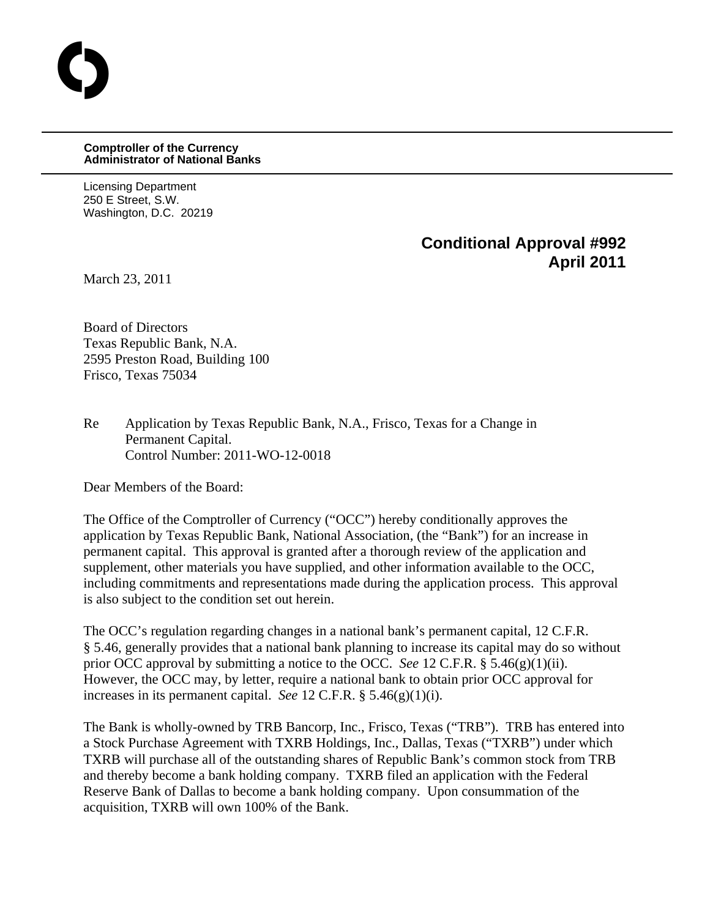**Comptroller of the Currency**
**Administrator of National Banks**

Licensing Department
250 E Street, S.W.
Washington, D.C. 20219

**Conditional Approval #992**
**April 2011**

March 23, 2011

Board of Directors
Texas Republic Bank, N.A.
2595 Preston Road, Building 100
Frisco, Texas 75034

Re Application by Texas Republic Bank, N.A., Frisco, Texas for a Change in Permanent Capital.
Control Number: 2011-WO-12-0018

Dear Members of the Board:

The Office of the Comptroller of Currency ("OCC") hereby conditionally approves the application by Texas Republic Bank, National Association, (the "Bank") for an increase in permanent capital. This approval is granted after a thorough review of the application and supplement, other materials you have supplied, and other information available to the OCC, including commitments and representations made during the application process. This approval is also subject to the condition set out herein.

The OCC's regulation regarding changes in a national bank's permanent capital, 12 C.F.R. § 5.46, generally provides that a national bank planning to increase its capital may do so without prior OCC approval by submitting a notice to the OCC. *See* 12 C.F.R. § 5.46(g)(1)(ii). However, the OCC may, by letter, require a national bank to obtain prior OCC approval for increases in its permanent capital. *See* 12 C.F.R. § 5.46(g)(1)(i).

The Bank is wholly-owned by TRB Bancorp, Inc., Frisco, Texas ("TRB"). TRB has entered into a Stock Purchase Agreement with TXRB Holdings, Inc., Dallas, Texas ("TXRB") under which TXRB will purchase all of the outstanding shares of Republic Bank's common stock from TRB and thereby become a bank holding company. TXRB filed an application with the Federal Reserve Bank of Dallas to become a bank holding company. Upon consummation of the acquisition, TXRB will own 100% of the Bank.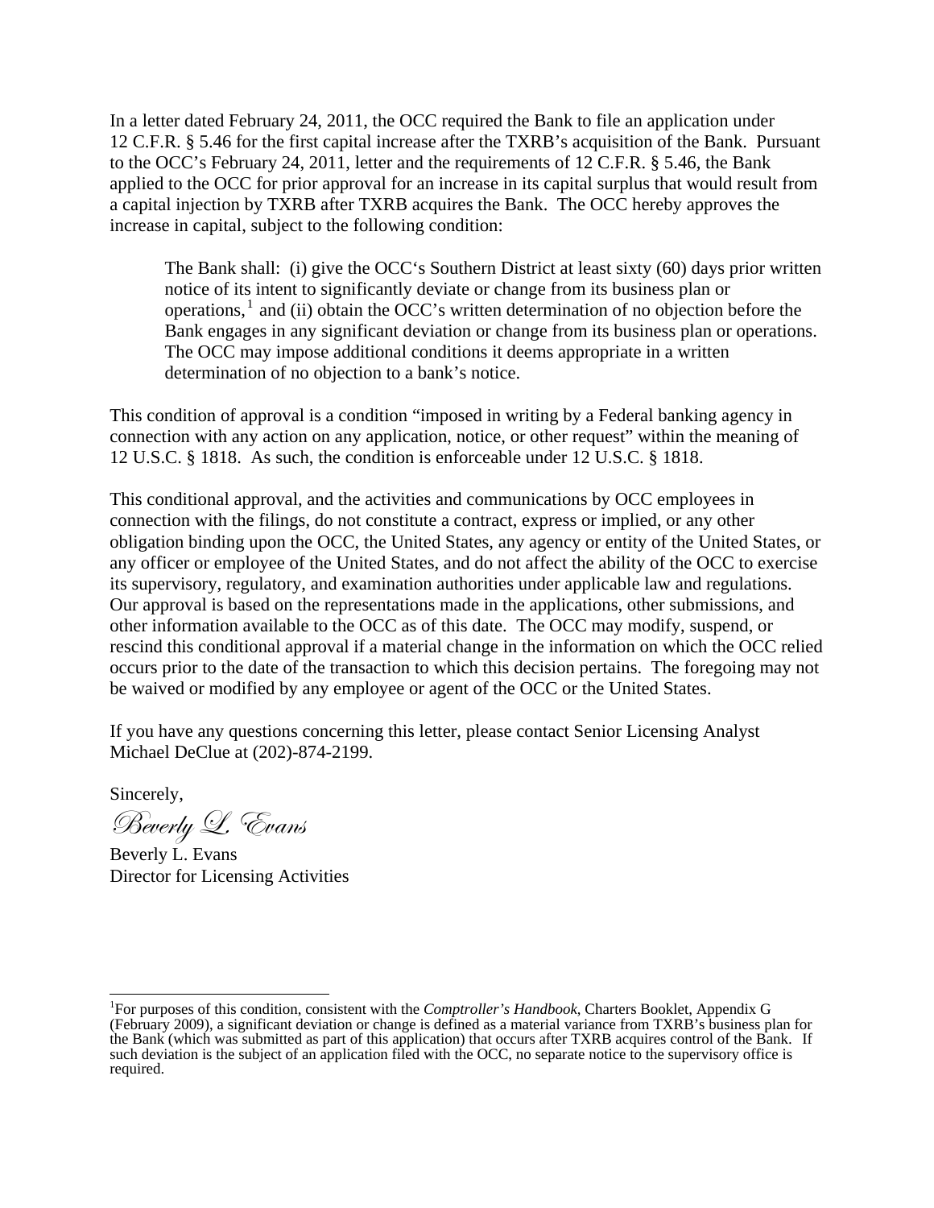In a letter dated February 24, 2011, the OCC required the Bank to file an application under 12 C.F.R. § 5.46 for the first capital increase after the TXRB's acquisition of the Bank. Pursuant to the OCC's February 24, 2011, letter and the requirements of 12 C.F.R. § 5.46, the Bank applied to the OCC for prior approval for an increase in its capital surplus that would result from a capital injection by TXRB after TXRB acquires the Bank. The OCC hereby approves the increase in capital, subject to the following condition:

> The Bank shall: (i) give the OCC's Southern District at least sixty (60) days prior written notice of its intent to significantly deviate or change from its business plan or operations,[1] and (ii) obtain the OCC's written determination of no objection before the Bank engages in any significant deviation or change from its business plan or operations. The OCC may impose additional conditions it deems appropriate in a written determination of no objection to a bank's notice.

This condition of approval is a condition "imposed in writing by a Federal banking agency in connection with any action on any application, notice, or other request" within the meaning of 12 U.S.C. § 1818. As such, the condition is enforceable under 12 U.S.C. § 1818.

This conditional approval, and the activities and communications by OCC employees in connection with the filings, do not constitute a contract, express or implied, or any other obligation binding upon the OCC, the United States, any agency or entity of the United States, or any officer or employee of the United States, and do not affect the ability of the OCC to exercise its supervisory, regulatory, and examination authorities under applicable law and regulations. Our approval is based on the representations made in the applications, other submissions, and other information available to the OCC as of this date. The OCC may modify, suspend, or rescind this conditional approval if a material change in the information on which the OCC relied occurs prior to the date of the transaction to which this decision pertains. The foregoing may not be waived or modified by any employee or agent of the OCC or the United States.

If you have any questions concerning this letter, please contact Senior Licensing Analyst Michael DeClue at (202)-874-2199.

Sincerely,

*Beverly L. Evans*

Beverly L. Evans
Director for Licensing Activities

---

[1] For purposes of this condition, consistent with the *Comptroller's Handbook*, Charters Booklet, Appendix G (February 2009), a significant deviation or change is defined as a material variance from TXRB's business plan for the Bank (which was submitted as part of this application) that occurs after TXRB acquires control of the Bank. If such deviation is the subject of an application filed with the OCC, no separate notice to the supervisory office is required.